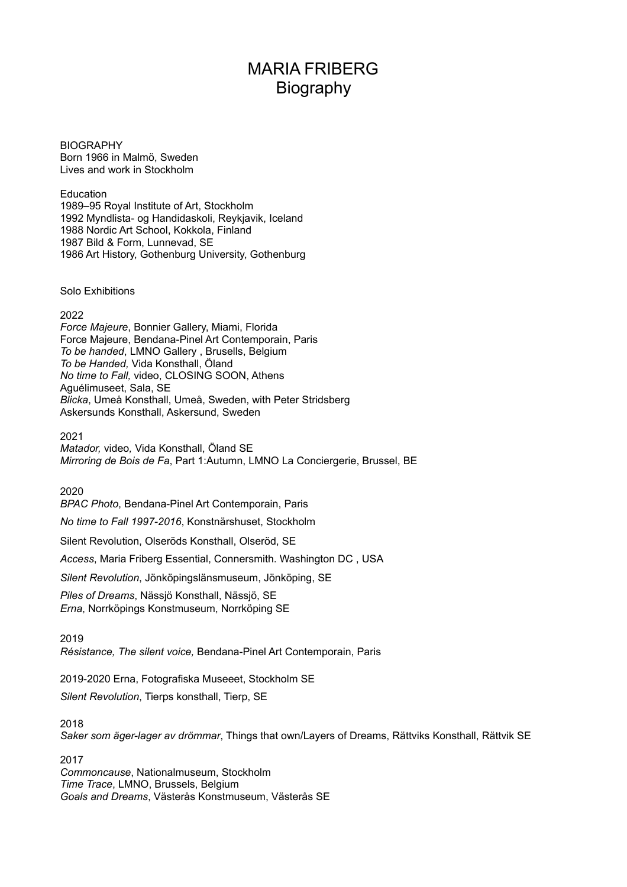# MARIA FRIBERG
## Biography

BIOGRAPHY
Born 1966 in Malmö, Sweden
Lives and work in Stockholm

Education
1989–95 Royal Institute of Art, Stockholm
1992 Myndlista- og Handidaskoli, Reykjavik, Iceland
1988 Nordic Art School, Kokkola, Finland
1987 Bild & Form, Lunnevad, SE
1986 Art History, Gothenburg University, Gothenburg

Solo Exhibitions

2022
*Force Majeure*, Bonnier Gallery, Miami, Florida
Force Majeure, Bendana-Pinel Art Contemporain, Paris
*To be handed*, LMNO Gallery , Brusells, Belgium
*To be Handed,* Vida Konsthall, Öland
*No time to Fall,* video, CLOSING SOON, Athens
Aguélimuseet, Sala, SE
*Blicka*, Umeå Konsthall, Umeå, Sweden, with Peter Stridsberg
Askersunds Konsthall, Askersund, Sweden

2021
*Matador,* video*,* Vida Konsthall, Öland SE
*Mirroring de Bois de Fa*, Part 1:Autumn, LMNO La Conciergerie, Brussel, BE

2020
*BPAC Photo*, Bendana-Pinel Art Contemporain, Paris

*No time to Fall 1997-2016*, Konstnärshuset, Stockholm

Silent Revolution, Olseröds Konsthall, Olseröd, SE

*Access*, Maria Friberg Essential, Connersmith. Washington DC , USA

*Silent Revolution*, Jönköpingslänsmuseum, Jönköping, SE

*Piles of Dreams*, Nässjö Konsthall, Nässjö, SE
*Erna*, Norrköpings Konstmuseum, Norrköping SE

2019
*Résistance, The silent voice,* Bendana-Pinel Art Contemporain, Paris

2019-2020 Erna, Fotografiska Museeet, Stockholm SE

*Silent Revolution*, Tierps konsthall, Tierp, SE

2018
*Saker som äger-lager av drömmar*, Things that own/Layers of Dreams, Rättviks Konsthall, Rättvik SE

2017
*Commoncause*, Nationalmuseum, Stockholm
*Time Trace*, LMNO, Brussels, Belgium
*Goals and Dreams*, Västerås Konstmuseum, Västerås SE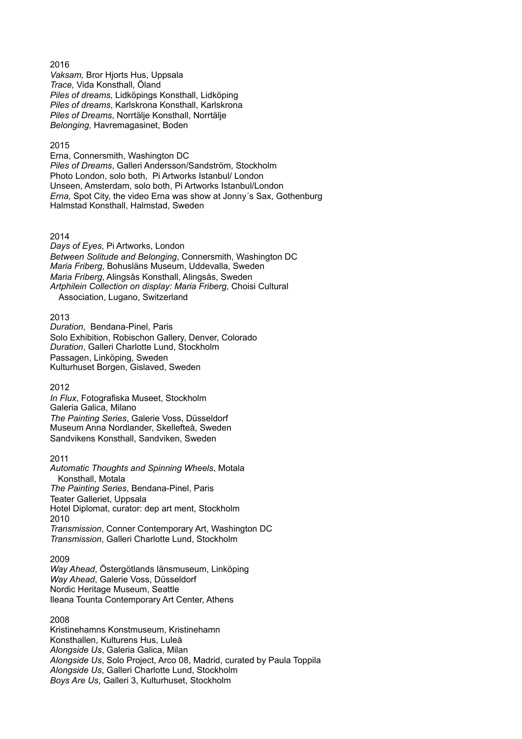2016

*Vaksam,* Bror Hjorts Hus, Uppsala
*Trace,* Vida Konsthall, Öland
*Piles of dreams,* Lidköpings Konsthall, Lidköping
*Piles of dreams*, Karlskrona Konsthall, Karlskrona
*Piles of Dreams*, Norrtälje Konsthall, Norrtälje
*Belonging,* Havremagasinet, Boden

2015

Erna, Connersmith, Washington DC
*Piles of Dreams*, Galleri Andersson/Sandström, Stockholm
Photo London, solo both, Pi Artworks Istanbul/ London
Unseen, Amsterdam, solo both, Pi Artworks Istanbul/London
*Erna,* Spot City, the video Erna was show at Jonny´s Sax, Gothenburg
Halmstad Konsthall, Halmstad, Sweden

2014

*Days of Eyes*, Pi Artworks, London
*Between Solitude and Belonging*, Connersmith, Washington DC
*Maria Friberg*, Bohusläns Museum, Uddevalla, Sweden
*Maria Friberg*, Alingsås Konsthall, Alingsås, Sweden
*Artphilein Collection on display: Maria Friberg*, Choisi Cultural Association, Lugano, Switzerland

2013

*Duration*, Bendana-Pinel, Paris
Solo Exhibition, Robischon Gallery, Denver, Colorado
*Duration*, Galleri Charlotte Lund, Stockholm
Passagen, Linköping, Sweden
Kulturhuset Borgen, Gislaved, Sweden

2012

*In Flux*, Fotografiska Museet, Stockholm
Galeria Galica, Milano
*The Painting Series*, Galerie Voss, Düsseldorf
Museum Anna Nordlander, Skellefteå, Sweden
Sandvikens Konsthall, Sandviken, Sweden

2011

*Automatic Thoughts and Spinning Wheels*, Motala Konsthall, Motala
*The Painting Series*, Bendana-Pinel, Paris
Teater Galleriet, Uppsala
Hotel Diplomat, curator: dep art ment, Stockholm

2010

*Transmission*, Conner Contemporary Art, Washington DC
*Transmission*, Galleri Charlotte Lund, Stockholm

2009

*Way Ahead*, Östergötlands länsmuseum, Linköping
*Way Ahead*, Galerie Voss, Düsseldorf
Nordic Heritage Museum, Seattle
Ileana Tounta Contemporary Art Center, Athens

2008

Kristinehamns Konstmuseum, Kristinehamn
Konsthallen, Kulturens Hus, Luleå
*Alongside Us*, Galeria Galica, Milan
*Alongside Us*, Solo Project, Arco 08, Madrid, curated by Paula Toppila
*Alongside Us*, Galleri Charlotte Lund, Stockholm
*Boys Are Us*, Galleri 3, Kulturhuset, Stockholm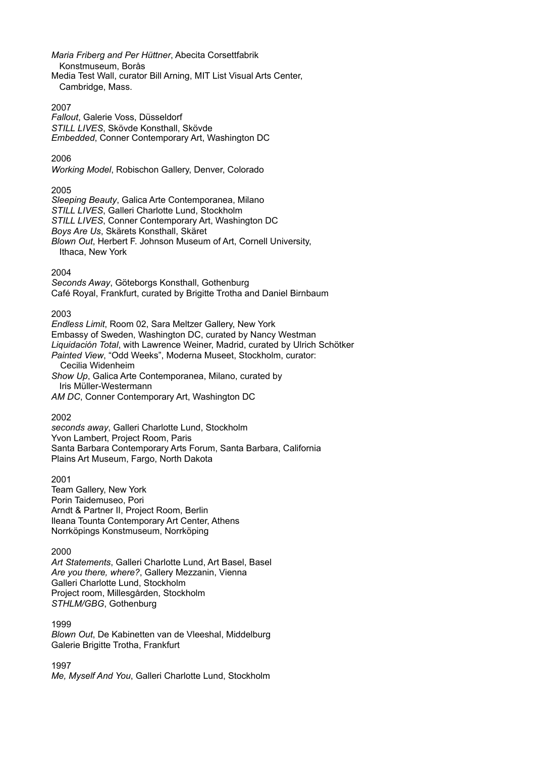*Maria Friberg and Per Hüttner*, Abecita Corsettfabrik Konstmuseum, Borås
Media Test Wall, curator Bill Arning, MIT List Visual Arts Center, Cambridge, Mass.

2007
*Fallout*, Galerie Voss, Düsseldorf
*STILL LIVES*, Skövde Konsthall, Skövde
*Embedded*, Conner Contemporary Art, Washington DC

2006
*Working Model*, Robischon Gallery, Denver, Colorado

2005
*Sleeping Beauty*, Galica Arte Contemporanea, Milano
*STILL LIVES*, Galleri Charlotte Lund, Stockholm
*STILL LIVES*, Conner Contemporary Art, Washington DC
*Boys Are Us*, Skärets Konsthall, Skäret
*Blown Out*, Herbert F. Johnson Museum of Art, Cornell University, Ithaca, New York

2004
*Seconds Away*, Göteborgs Konsthall, Gothenburg
Café Royal, Frankfurt, curated by Brigitte Trotha and Daniel Birnbaum

2003
*Endless Limit*, Room 02, Sara Meltzer Gallery, New York
Embassy of Sweden, Washington DC, curated by Nancy Westman
*Liquidación Total*, with Lawrence Weiner, Madrid, curated by Ulrich Schötker
*Painted View*, "Odd Weeks", Moderna Museet, Stockholm, curator: Cecilia Widenheim
*Show Up*, Galica Arte Contemporanea, Milano, curated by Iris Müller-Westermann
*AM DC*, Conner Contemporary Art, Washington DC

2002
*seconds away*, Galleri Charlotte Lund, Stockholm
Yvon Lambert, Project Room, Paris
Santa Barbara Contemporary Arts Forum, Santa Barbara, California
Plains Art Museum, Fargo, North Dakota

2001
Team Gallery, New York
Porin Taidemuseo, Pori
Arndt & Partner II, Project Room, Berlin
Ileana Tounta Contemporary Art Center, Athens
Norrköpings Konstmuseum, Norrköping

2000
*Art Statements*, Galleri Charlotte Lund, Art Basel, Basel
*Are you there, where?*, Gallery Mezzanin, Vienna
Galleri Charlotte Lund, Stockholm
Project room, Millesgården, Stockholm
*STHLM/GBG*, Gothenburg

1999
*Blown Out*, De Kabinetten van de Vleeshal, Middelburg
Galerie Brigitte Trotha, Frankfurt

1997
*Me, Myself And You*, Galleri Charlotte Lund, Stockholm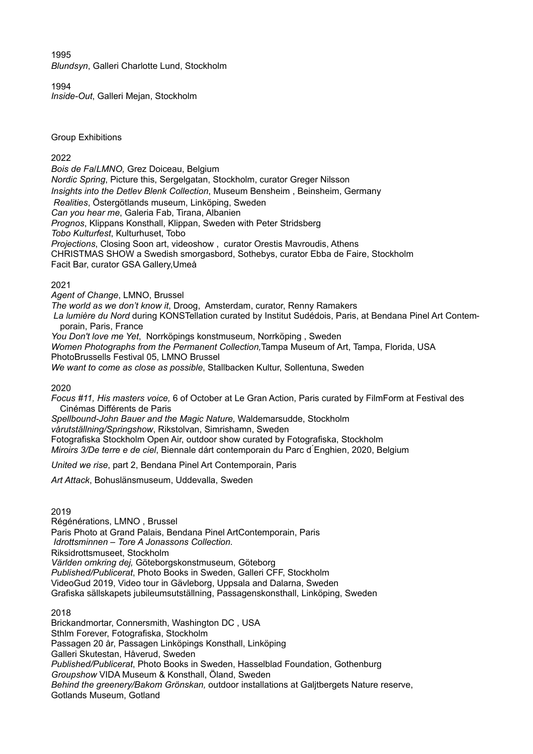1995
*Blundsyn*, Galleri Charlotte Lund, Stockholm

1994
*Inside-Out*, Galleri Mejan, Stockholm

## Group Exhibitions

2022
*Bois de Fa*/*LMNO,* Grez Doiceau, Belgium
*Nordic Spring*, Picture this, Sergelgatan, Stockholm, curator Greger Nilsson
*Insights into the Detlev Blenk Collection*, Museum Bensheim , Beinsheim, Germany
*Realities*, Östergötlands museum, Linköping, Sweden
*Can you hear me*, Galeria Fab, Tirana, Albanien
*Prognos*, Klippans Konsthall, Klippan, Sweden with Peter Stridsberg
*Tobo Kulturfest*, Kulturhuset, Tobo
*Projections*, Closing Soon art, videoshow , curator Orestis Mavroudis, Athens
CHRISTMAS SHOW a Swedish smorgasbord, Sothebys, curator Ebba de Faire, Stockholm
Facit Bar, curator GSA Gallery,Umeå

2021
*Agent of Change*, LMNO, Brussel
*The world as we don't know it*, Droog, Amsterdam, curator, Renny Ramakers
*La lumière du Nord* during KONSTellation curated by Institut Sudédois, Paris, at Bendana Pinel Art Contemporain, Paris, France
*You Don't love me Yet*, Norrköpings konstmuseum, Norrköping , Sweden
*Women Photographs from the Permanent Collection,*Tampa Museum of Art, Tampa, Florida, USA
PhotoBrussells Festival 05, LMNO Brussel
*We want to come as close as possible*, Stallbacken Kultur, Sollentuna, Sweden

2020
*Focus #11, His masters voice,* 6 of October at Le Gran Action, Paris curated by FilmForm at Festival des Cinémas Différents de Paris
*Spellbound-John Bauer and the Magic Nature,* Waldemarsudde, Stockholm
*vårutställning/Springshow*, Rikstolvan, Simrishamn, Sweden
Fotografiska Stockholm Open Air, outdoor show curated by Fotografiska, Stockholm
*Miroirs 3/De terre e de ciel*, Biennale dárt contemporain du Parc d´Enghien, 2020, Belgium

*United we rise*, part 2, Bendana Pinel Art Contemporain, Paris

*Art Attack*, Bohuslänsmuseum, Uddevalla, Sweden

2019
Régénérations, LMNO , Brussel
Paris Photo at Grand Palais, Bendana Pinel ArtContemporain, Paris
*Idrottsminnen – Tore A Jonassons Collection.*
Riksidrottsmuseet, Stockholm
*Världen omkring dej,* Göteborgskonstmuseum, Göteborg
*Published/Publicerat*, Photo Books in Sweden, Galleri CFF, Stockholm
VideoGud 2019, Video tour in Gävleborg, Uppsala and Dalarna, Sweden
Grafiska sällskapets jubileumsutställning, Passagenskonsthall, Linköping, Sweden

2018
Brickandmortar, Connersmith, Washington DC , USA
Sthlm Forever, Fotografiska, Stockholm
Passagen 20 år, Passagen Linköpings Konsthall, Linköping
Galleri Skutestan, Håverud, Sweden
*Published/Publicerat*, Photo Books in Sweden, Hasselblad Foundation, Gothenburg
*Groupshow* VIDA Museum & Konsthall, Öland, Sweden
*Behind the greenery/Bakom Grönskan,* outdoor installations at Galjtbergets Nature reserve, Gotlands Museum, Gotland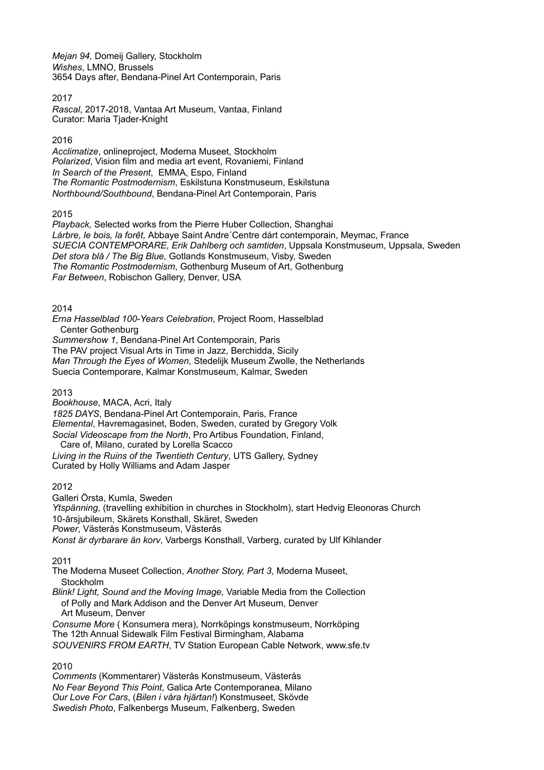*Mejan 94,* Domeij Gallery, Stockholm
*Wishes*, LMNO, Brussels
3654 Days after, Bendana-Pinel Art Contemporain, Paris

2017
*Rascal*, 2017-2018, Vantaa Art Museum, Vantaa, Finland
Curator: Maria Tjader-Knight

2016
*Acclimatize*, onlineproject, Moderna Museet, Stockholm
*Polarized*, Vision film and media art event, Rovaniemi, Finland
*In Search of the Present*, EMMA, Espo, Finland
*The Romantic Postmodernism*, Eskilstuna Konstmuseum, Eskilstuna
*Northbound/Southbound*, Bendana-Pinel Art Contemporain, Paris

2015
*Playback,* Selected works from the Pierre Huber Collection, Shanghai
*Lárbre, le bois, la forêt,* Abbaye Saint Andre´Centre dárt contemporain, Meymac, France
*SUECIA CONTEMPORARE, Erik Dahlberg och samtiden*, Uppsala Konstmuseum, Uppsala, Sweden
*Det stora blå / The Big Blue,* Gotlands Konstmuseum, Visby, Sweden
*The Romantic Postmodernism*, Gothenburg Museum of Art, Gothenburg
*Far Between*, Robischon Gallery, Denver, USA

2014
*Erna Hasselblad 100-Years Celebration*, Project Room, Hasselblad Center Gothenburg
*Summershow 1*, Bendana-Pinel Art Contemporain, Paris
The PAV project Visual Arts in Time in Jazz, Berchidda, Sicily
*Man Through the Eyes of Women*, Stedelijk Museum Zwolle, the Netherlands
Suecia Contemporare, Kalmar Konstmuseum, Kalmar, Sweden

2013
*Bookhouse*, MACA, Acri, Italy
*1825 DAYS*, Bendana-Pinel Art Contemporain, Paris, France
*Elemental*, Havremagasinet, Boden, Sweden, curated by Gregory Volk
*Social Videoscape from the North*, Pro Artibus Foundation, Finland, Care of, Milano, curated by Lorella Scacco
*Living in the Ruins of the Twentieth Century*, UTS Gallery, Sydney
Curated by Holly Williams and Adam Jasper

2012
Galleri Örsta, Kumla, Sweden
*Ytspänning*, (travelling exhibition in churches in Stockholm), start Hedvig Eleonoras Church
10-årsjubileum, Skärets Konsthall, Skäret, Sweden
*Power*, Västerås Konstmuseum, Västerås
*Konst är dyrbarare än korv*, Varbergs Konsthall, Varberg, curated by Ulf Kihlander

2011
The Moderna Museet Collection, *Another Story, Part 3*, Moderna Museet, Stockholm
*Blink! Light, Sound and the Moving Image,* Variable Media from the Collection of Polly and Mark Addison and the Denver Art Museum, Denver Art Museum, Denver
*Consume More* ( Konsumera mera), Norrköpings konstmuseum, Norrköping
The 12th Annual Sidewalk Film Festival Birmingham, Alabama
*SOUVENIRS FROM EARTH*, TV Station European Cable Network, www.sfe.tv

2010
*Comments* (Kommentarer) Västerås Konstmuseum, Västerås
*No Fear Beyond This Point*, Galica Arte Contemporanea, Milano
*Our Love For Cars*, (*Bilen i våra hjärtan!*) Konstmuseet, Skövde
*Swedish Photo*, Falkenbergs Museum, Falkenberg, Sweden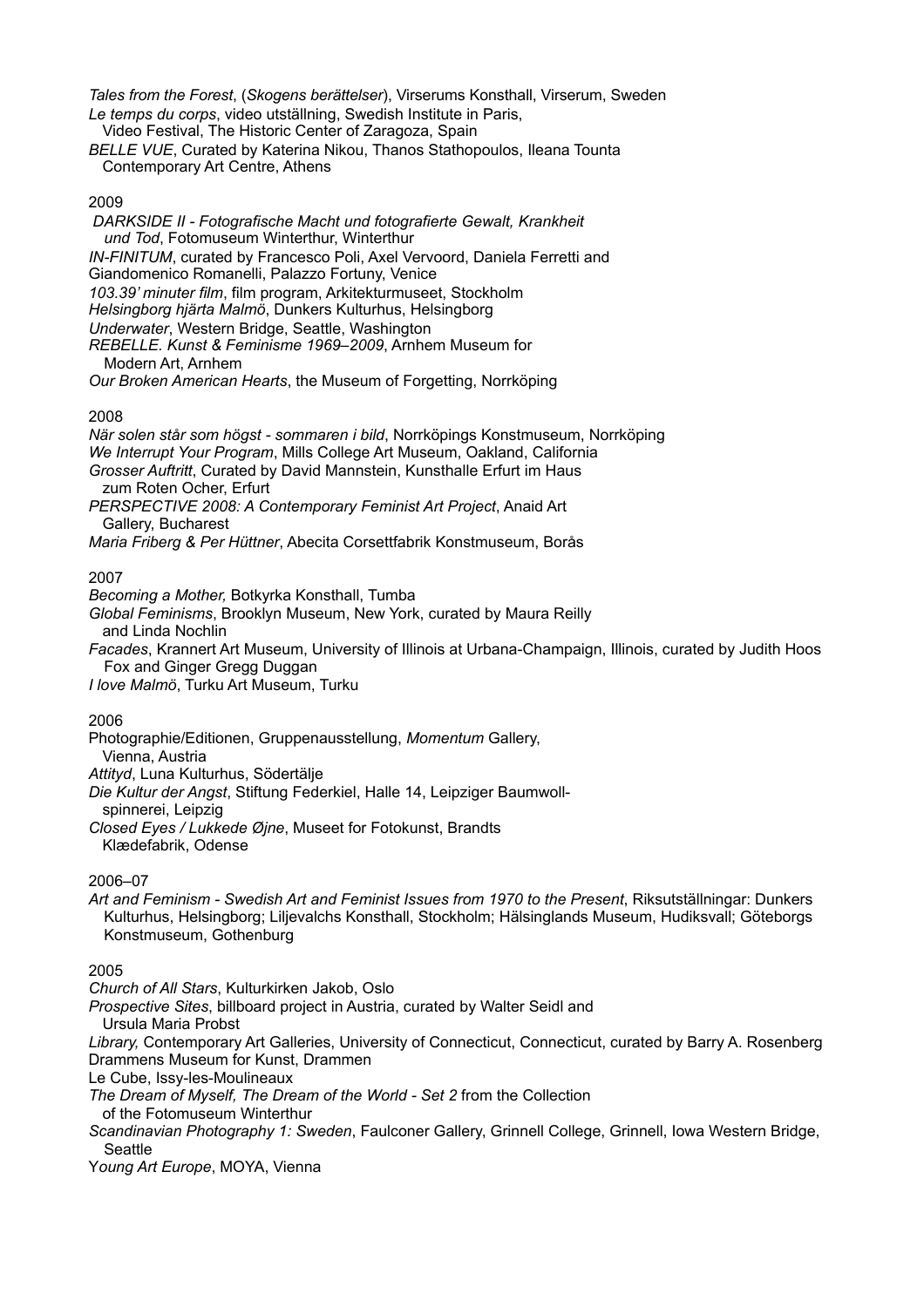*Tales from the Forest*, (*Skogens berättelser*), Virserums Konsthall, Virserum, Sweden
*Le temps du corps*, video utställning, Swedish Institute in Paris,
Video Festival, The Historic Center of Zaragoza, Spain
*BELLE VUE*, Curated by Katerina Nikou, Thanos Stathopoulos, Ileana Tounta
Contemporary Art Centre, Athens

2009

*DARKSIDE II - Fotografische Macht und fotografierte Gewalt, Krankheit und Tod*, Fotomuseum Winterthur, Winterthur
*IN-FINITUM*, curated by Francesco Poli, Axel Vervoord, Daniela Ferretti and Giandomenico Romanelli, Palazzo Fortuny, Venice
*103.39' minuter film*, film program, Arkitekturmuseet, Stockholm
*Helsingborg hjärta Malmö*, Dunkers Kulturhus, Helsingborg
*Underwater*, Western Bridge, Seattle, Washington
*REBELLE. Kunst & Feminisme 1969–2009*, Arnhem Museum for Modern Art, Arnhem
*Our Broken American Hearts*, the Museum of Forgetting, Norrköping

2008

*När solen står som högst - sommaren i bild*, Norrköpings Konstmuseum, Norrköping
*We Interrupt Your Program*, Mills College Art Museum, Oakland, California
*Grosser Auftritt*, Curated by David Mannstein, Kunsthalle Erfurt im Haus zum Roten Ocher, Erfurt
*PERSPECTIVE 2008: A Contemporary Feminist Art Project*, Anaid Art Gallery, Bucharest
*Maria Friberg & Per Hüttner*, Abecita Corsettfabrik Konstmuseum, Borås

2007

*Becoming a Mother,* Botkyrka Konsthall, Tumba
*Global Feminisms*, Brooklyn Museum, New York, curated by Maura Reilly and Linda Nochlin
*Facades*, Krannert Art Museum, University of Illinois at Urbana-Champaign, Illinois, curated by Judith Hoos Fox and Ginger Gregg Duggan
*I love Malmö*, Turku Art Museum, Turku

2006

Photographie/Editionen, Gruppenausstellung, *Momentum* Gallery, Vienna, Austria
*Attityd*, Luna Kulturhus, Södertälje
*Die Kultur der Angst*, Stiftung Federkiel, Halle 14, Leipziger Baumwollspinnerei, Leipzig
*Closed Eyes / Lukkede Øjne*, Museet for Fotokunst, Brandts Klædefabrik, Odense

2006–07

*Art and Feminism - Swedish Art and Feminist Issues from 1970 to the Present*, Riksutställningar: Dunkers Kulturhus, Helsingborg; Liljevalchs Konsthall, Stockholm; Hälsinglands Museum, Hudiksvall; Göteborgs Konstmuseum, Gothenburg

2005

*Church of All Stars*, Kulturkirken Jakob, Oslo
*Prospective Sites*, billboard project in Austria, curated by Walter Seidl and Ursula Maria Probst
*Library,* Contemporary Art Galleries, University of Connecticut, Connecticut, curated by Barry A. Rosenberg
Drammens Museum for Kunst, Drammen
Le Cube, Issy-les-Moulineaux
*The Dream of Myself, The Dream of the World - Set 2* from the Collection of the Fotomuseum Winterthur
*Scandinavian Photography 1: Sweden*, Faulconer Gallery, Grinnell College, Grinnell, Iowa Western Bridge, Seattle
*Young Art Europe*, MOYA, Vienna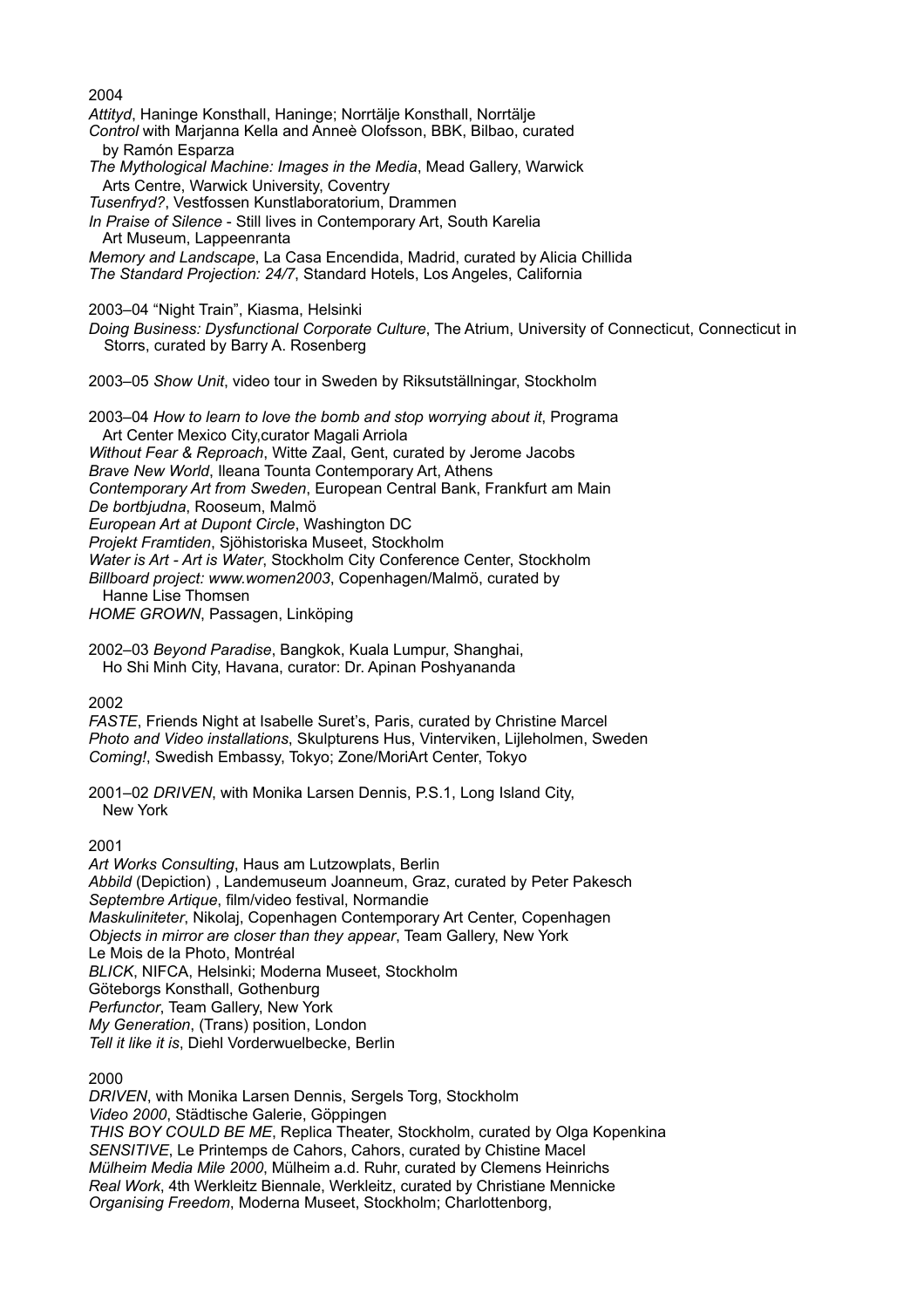2004

*Attityd*, Haninge Konsthall, Haninge; Norrtälje Konsthall, Norrtälje
*Control* with Marjanna Kella and Anneè Olofsson, BBK, Bilbao, curated by Ramón Esparza
*The Mythological Machine: Images in the Media*, Mead Gallery, Warwick Arts Centre, Warwick University, Coventry
*Tusenfryd?*, Vestfossen Kunstlaboratorium, Drammen
*In Praise of Silence* - Still lives in Contemporary Art, South Karelia Art Museum, Lappeenranta
*Memory and Landscape*, La Casa Encendida, Madrid, curated by Alicia Chillida
*The Standard Projection: 24/7*, Standard Hotels, Los Angeles, California

2003–04 “Night Train”, Kiasma, Helsinki
*Doing Business: Dysfunctional Corporate Culture*, The Atrium, University of Connecticut, Connecticut in Storrs, curated by Barry A. Rosenberg

2003–05 *Show Unit*, video tour in Sweden by Riksutställningar, Stockholm

2003–04 *How to learn to love the bomb and stop worrying about it*, Programa Art Center Mexico City,curator Magali Arriola
*Without Fear & Reproach*, Witte Zaal, Gent, curated by Jerome Jacobs
*Brave New World*, Ileana Tounta Contemporary Art, Athens
*Contemporary Art from Sweden*, European Central Bank, Frankfurt am Main
*De bortbjudna*, Rooseum, Malmö
*European Art at Dupont Circle*, Washington DC
*Projekt Framtiden*, Sjöhistoriska Museet, Stockholm
*Water is Art - Art is Water*, Stockholm City Conference Center, Stockholm
*Billboard project: www.women2003*, Copenhagen/Malmö, curated by Hanne Lise Thomsen
*HOME GROWN*, Passagen, Linköping

2002–03 *Beyond Paradise*, Bangkok, Kuala Lumpur, Shanghai, Ho Shi Minh City, Havana, curator: Dr. Apinan Poshyananda

2002

*FASTE*, Friends Night at Isabelle Suret's, Paris, curated by Christine Marcel
*Photo and Video installations*, Skulpturens Hus, Vinterviken, Lijleholmen, Sweden
*Coming!*, Swedish Embassy, Tokyo; Zone/MoriArt Center, Tokyo

2001–02 *DRIVEN*, with Monika Larsen Dennis, P.S.1, Long Island City, New York

2001

*Art Works Consulting*, Haus am Lutzowplats, Berlin
*Abbild* (Depiction) , Landemuseum Joanneum, Graz, curated by Peter Pakesch
*Septembre Artique*, film/video festival, Normandie
*Maskuliniteter*, Nikolaj, Copenhagen Contemporary Art Center, Copenhagen
*Objects in mirror are closer than they appear*, Team Gallery, New York
Le Mois de la Photo, Montréal
*BLICK*, NIFCA, Helsinki; Moderna Museet, Stockholm
Göteborgs Konsthall, Gothenburg
*Perfunctor*, Team Gallery, New York
*My Generation*, (Trans) position, London
*Tell it like it is*, Diehl Vorderwuelbecke, Berlin

2000

*DRIVEN*, with Monika Larsen Dennis, Sergels Torg, Stockholm
*Video 2000*, Städtische Galerie, Göppingen
*THIS BOY COULD BE ME*, Replica Theater, Stockholm, curated by Olga Kopenkina
*SENSITIVE*, Le Printemps de Cahors, Cahors, curated by Chistine Macel
*Mülheim Media Mile 2000*, Mülheim a.d. Ruhr, curated by Clemens Heinrichs
*Real Work*, 4th Werkleitz Biennale, Werkleitz, curated by Christiane Mennicke
*Organising Freedom*, Moderna Museet, Stockholm; Charlottenborg,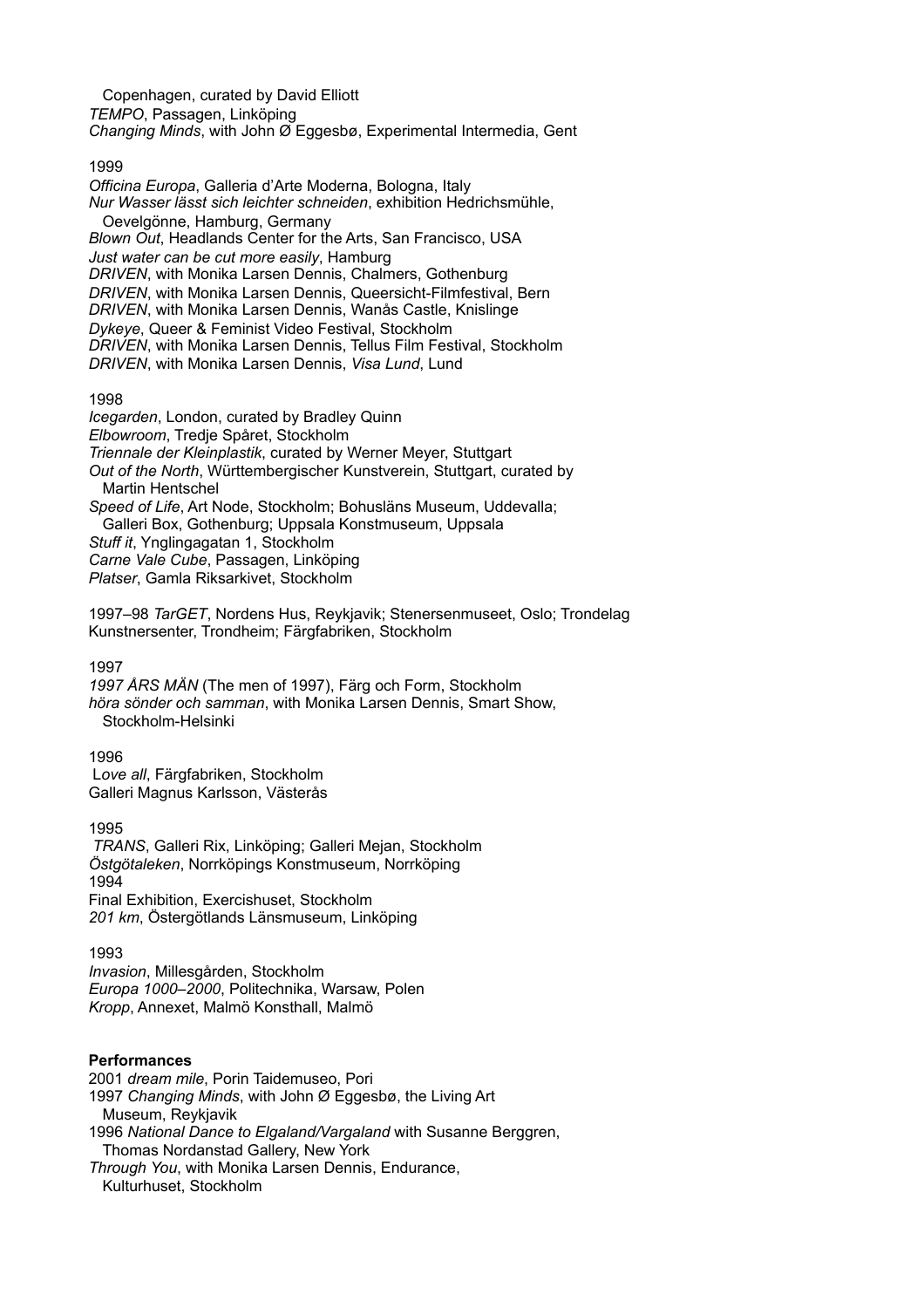Copenhagen, curated by David Elliott
*TEMPO*, Passagen, Linköping
*Changing Minds*, with John Ø Eggesbø, Experimental Intermedia, Gent

1999
*Officina Europa*, Galleria d'Arte Moderna, Bologna, Italy
*Nur Wasser lässt sich leichter schneiden*, exhibition Hedrichsmühle, Oevelgönne, Hamburg, Germany
*Blown Out*, Headlands Center for the Arts, San Francisco, USA
*Just water can be cut more easily*, Hamburg
*DRIVEN*, with Monika Larsen Dennis, Chalmers, Gothenburg
*DRIVEN*, with Monika Larsen Dennis, Queersicht-Filmfestival, Bern
*DRIVEN*, with Monika Larsen Dennis, Wanås Castle, Knislinge
*Dykeye*, Queer & Feminist Video Festival, Stockholm
*DRIVEN*, with Monika Larsen Dennis, Tellus Film Festival, Stockholm
*DRIVEN*, with Monika Larsen Dennis, *Visa Lund*, Lund

1998
*Icegarden*, London, curated by Bradley Quinn
*Elbowroom*, Tredje Spåret, Stockholm
*Triennale der Kleinplastik*, curated by Werner Meyer, Stuttgart
*Out of the North*, Württembergischer Kunstverein, Stuttgart, curated by Martin Hentschel
*Speed of Life*, Art Node, Stockholm; Bohusläns Museum, Uddevalla; Galleri Box, Gothenburg; Uppsala Konstmuseum, Uppsala
*Stuff it*, Ynglingagatan 1, Stockholm
*Carne Vale Cube*, Passagen, Linköping
*Platser*, Gamla Riksarkivet, Stockholm

1997–98 *TarGET*, Nordens Hus, Reykjavik; Stenersenmuseet, Oslo; Trondelag Kunstnersenter, Trondheim; Färgfabriken, Stockholm

1997
*1997 ÅRS MÄN* (The men of 1997), Färg och Form, Stockholm
*höra sönder och samman*, with Monika Larsen Dennis, Smart Show, Stockholm-Helsinki

1996
*Love all*, Färgfabriken, Stockholm
Galleri Magnus Karlsson, Västerås

1995
*TRANS*, Galleri Rix, Linköping; Galleri Mejan, Stockholm
*Östgötaleken*, Norrköpings Konstmuseum, Norrköping

1994
Final Exhibition, Exercishuset, Stockholm
*201 km*, Östergötlands Länsmuseum, Linköping

1993
*Invasion*, Millesgården, Stockholm
*Europa 1000–2000*, Politechnika, Warsaw, Polen
*Kropp*, Annexet, Malmö Konsthall, Malmö

**Performances**

2001 *dream mile*, Porin Taidemuseo, Pori
1997 *Changing Minds*, with John Ø Eggesbø, the Living Art Museum, Reykjavik
1996 *National Dance to Elgaland/Vargaland* with Susanne Berggren, Thomas Nordanstad Gallery, New York
*Through You*, with Monika Larsen Dennis, Endurance, Kulturhuset, Stockholm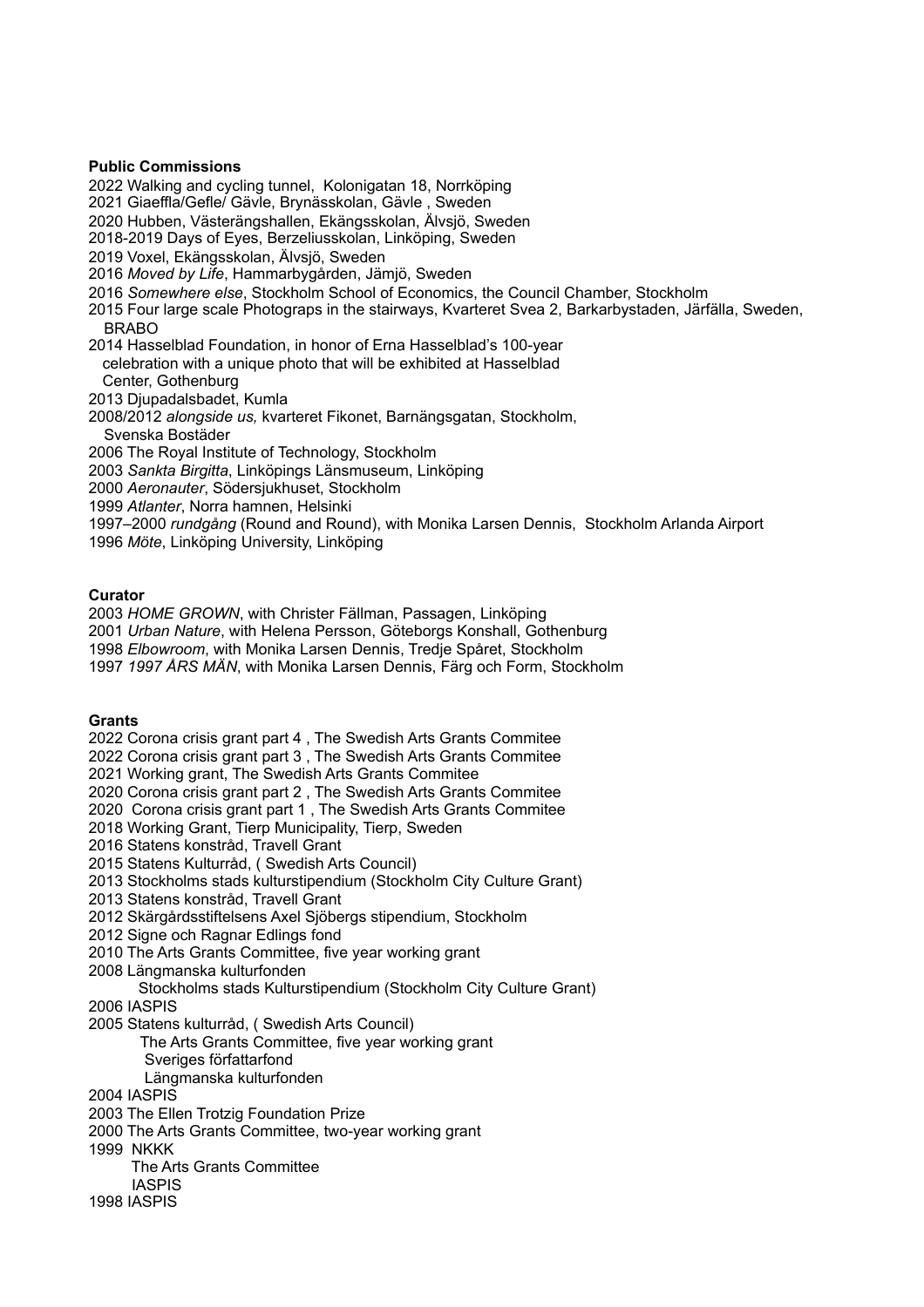**Public Commissions**

2022 Walking and cycling tunnel, Kolonigatan 18, Norrköping
2021 Giaeffla/Gefle/ Gävle, Brynässkolan, Gävle , Sweden
2020 Hubben, Västerängshallen, Ekängsskolan, Älvsjö, Sweden
2018-2019 Days of Eyes, Berzeliusskolan, Linköping, Sweden
2019 Voxel, Ekängsskolan, Älvsjö, Sweden
2016 *Moved by Life*, Hammarbygården, Jämjö, Sweden
2016 *Somewhere else*, Stockholm School of Economics, the Council Chamber, Stockholm
2015 Four large scale Photograps in the stairways, Kvarteret Svea 2, Barkarbystaden, Järfälla, Sweden, BRABO
2014 Hasselblad Foundation, in honor of Erna Hasselblad's 100-year celebration with a unique photo that will be exhibited at Hasselblad Center, Gothenburg
2013 Djupadalsbadet, Kumla
2008/2012 *alongside us,* kvarteret Fikonet, Barnängsgatan, Stockholm, Svenska Bostäder
2006 The Royal Institute of Technology, Stockholm
2003 *Sankta Birgitta*, Linköpings Länsmuseum, Linköping
2000 *Aeronauter*, Södersjukhuset, Stockholm
1999 *Atlanter*, Norra hamnen, Helsinki
1997–2000 *rundgång* (Round and Round), with Monika Larsen Dennis, Stockholm Arlanda Airport
1996 *Möte*, Linköping University, Linköping

**Curator**

2003 *HOME GROWN*, with Christer Fällman, Passagen, Linköping
2001 *Urban Nature*, with Helena Persson, Göteborgs Konshall, Gothenburg
1998 *Elbowroom*, with Monika Larsen Dennis, Tredje Spåret, Stockholm
1997 *1997 ÅRS MÄN*, with Monika Larsen Dennis, Färg och Form, Stockholm

**Grants**

2022 Corona crisis grant part 4 , The Swedish Arts Grants Commitee
2022 Corona crisis grant part 3 , The Swedish Arts Grants Commitee
2021 Working grant, The Swedish Arts Grants Commitee
2020 Corona crisis grant part 2 , The Swedish Arts Grants Commitee
2020 Corona crisis grant part 1 , The Swedish Arts Grants Commitee
2018 Working Grant, Tierp Municipality, Tierp, Sweden
2016 Statens konstråd, Travell Grant
2015 Statens Kulturråd, ( Swedish Arts Council)
2013 Stockholms stads kulturstipendium (Stockholm City Culture Grant)
2013 Statens konstråd, Travell Grant
2012 Skärgårdsstiftelsens Axel Sjöbergs stipendium, Stockholm
2012 Signe och Ragnar Edlings fond
2010 The Arts Grants Committee, five year working grant
2008 Längmanska kulturfonden
Stockholms stads Kulturstipendium (Stockholm City Culture Grant)
2006 IASPIS
2005 Statens kulturråd, ( Swedish Arts Council)
The Arts Grants Committee, five year working grant
Sveriges författarfond
Längmanska kulturfonden
2004 IASPIS
2003 The Ellen Trotzig Foundation Prize
2000 The Arts Grants Committee, two-year working grant
1999 NKKK
The Arts Grants Committee
IASPIS
1998 IASPIS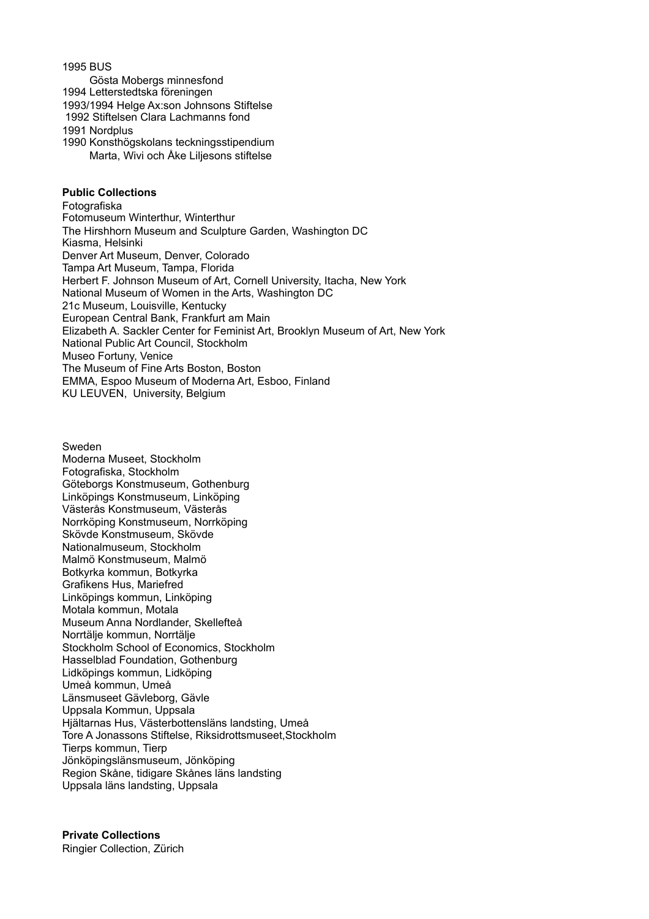1995 BUS
Gösta Mobergs minnesfond
1994 Letterstedtska föreningen
1993/1994 Helge Ax:son Johnsons Stiftelse
1992 Stiftelsen Clara Lachmanns fond
1991 Nordplus
1990 Konsthögskolans teckningsstipendium
Marta, Wivi och Åke Liljesons stiftelse

**Public Collections**
Fotografiska
Fotomuseum Winterthur, Winterthur
The Hirshhorn Museum and Sculpture Garden, Washington DC
Kiasma, Helsinki
Denver Art Museum, Denver, Colorado
Tampa Art Museum, Tampa, Florida
Herbert F. Johnson Museum of Art, Cornell University, Itacha, New York
National Museum of Women in the Arts, Washington DC
21c Museum, Louisville, Kentucky
European Central Bank, Frankfurt am Main
Elizabeth A. Sackler Center for Feminist Art, Brooklyn Museum of Art, New York
National Public Art Council, Stockholm
Museo Fortuny, Venice
The Museum of Fine Arts Boston, Boston
EMMA, Espoo Museum of Moderna Art, Esboo, Finland
KU LEUVEN, University, Belgium

Sweden
Moderna Museet, Stockholm
Fotografiska, Stockholm
Göteborgs Konstmuseum, Gothenburg
Linköpings Konstmuseum, Linköping
Västerås Konstmuseum, Västerås
Norrköping Konstmuseum, Norrköping
Skövde Konstmuseum, Skövde
Nationalmuseum, Stockholm
Malmö Konstmuseum, Malmö
Botkyrka kommun, Botkyrka
Grafikens Hus, Mariefred
Linköpings kommun, Linköping
Motala kommun, Motala
Museum Anna Nordlander, Skellefteå
Norrtälje kommun, Norrtälje
Stockholm School of Economics, Stockholm
Hasselblad Foundation, Gothenburg
Lidköpings kommun, Lidköping
Umeå kommun, Umeå
Länsmuseet Gävleborg, Gävle
Uppsala Kommun, Uppsala
Hjältarnas Hus, Västerbottensläns landsting, Umeå
Tore A Jonassons Stiftelse, Riksidrottsmuseet,Stockholm
Tierps kommun, Tierp
Jönköpingslänsmuseum, Jönköping
Region Skåne, tidigare Skånes läns landsting
Uppsala läns landsting, Uppsala

**Private Collections**
Ringier Collection, Zürich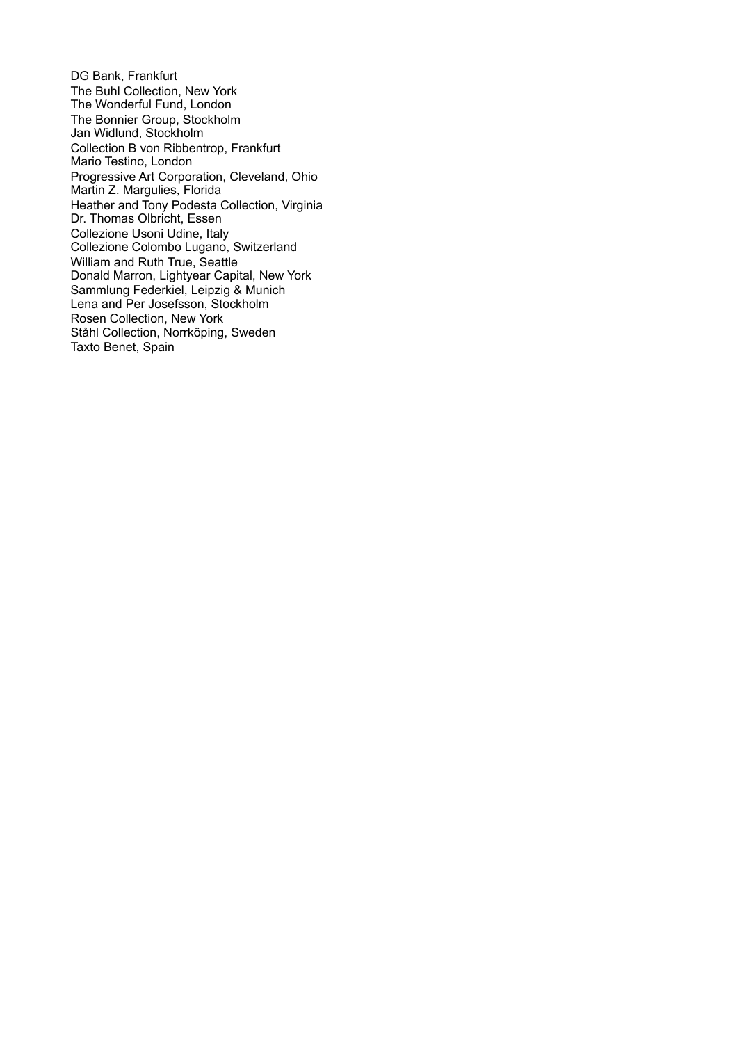DG Bank, Frankfurt
The Buhl Collection, New York
The Wonderful Fund, London
The Bonnier Group, Stockholm
Jan Widlund, Stockholm
Collection B von Ribbentrop, Frankfurt
Mario Testino, London
Progressive Art Corporation, Cleveland, Ohio
Martin Z. Margulies, Florida
Heather and Tony Podesta Collection, Virginia
Dr. Thomas Olbricht, Essen
Collezione Usoni Udine, Italy
Collezione Colombo Lugano, Switzerland
William and Ruth True, Seattle
Donald Marron, Lightyear Capital, New York
Sammlung Federkiel, Leipzig & Munich
Lena and Per Josefsson, Stockholm
Rosen Collection, New York
Ståhl Collection, Norrköping, Sweden
Taxto Benet, Spain